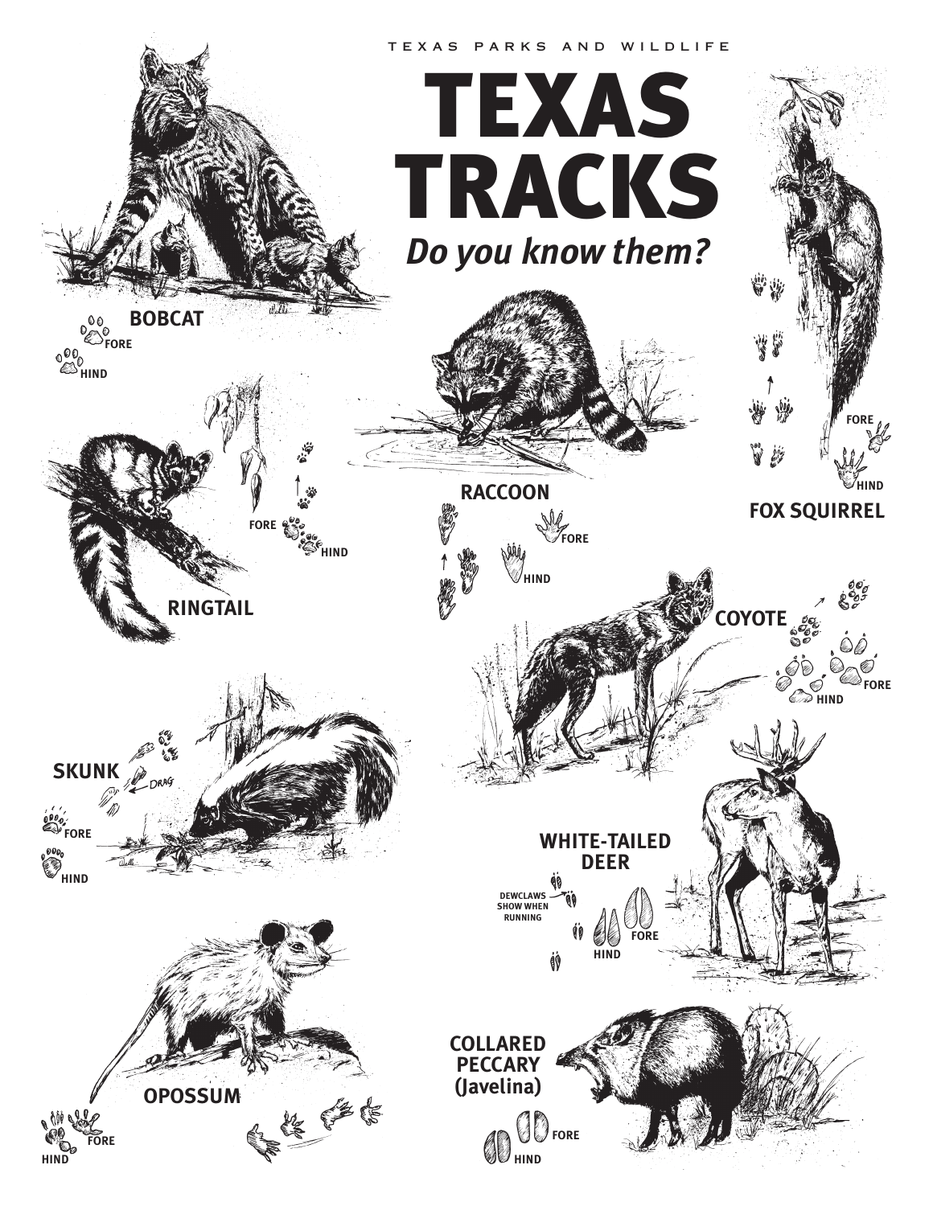TEXAS PARKS AND WILDLIFE

# TEXAS TRACKS

*Do you know them?*

**BOBCAT**

FORE

HIND

**RINGTAIL**

FORE

HIND

**RACCOON**

FORE

HIND

**FOX SQUIRREL**

FORE

HIND

**COYOTE**

FORE

HIND

**SKUNK**

DRAG

FORE

HIND

**WHITE-TAILED DEER**

DEWCLAWS SHOW WHEN RUNNING

FORE

HIND

**OPOSSUM**

FORE

HIND

**COLLARED PECCARY (Javelina)**

FORE

HIND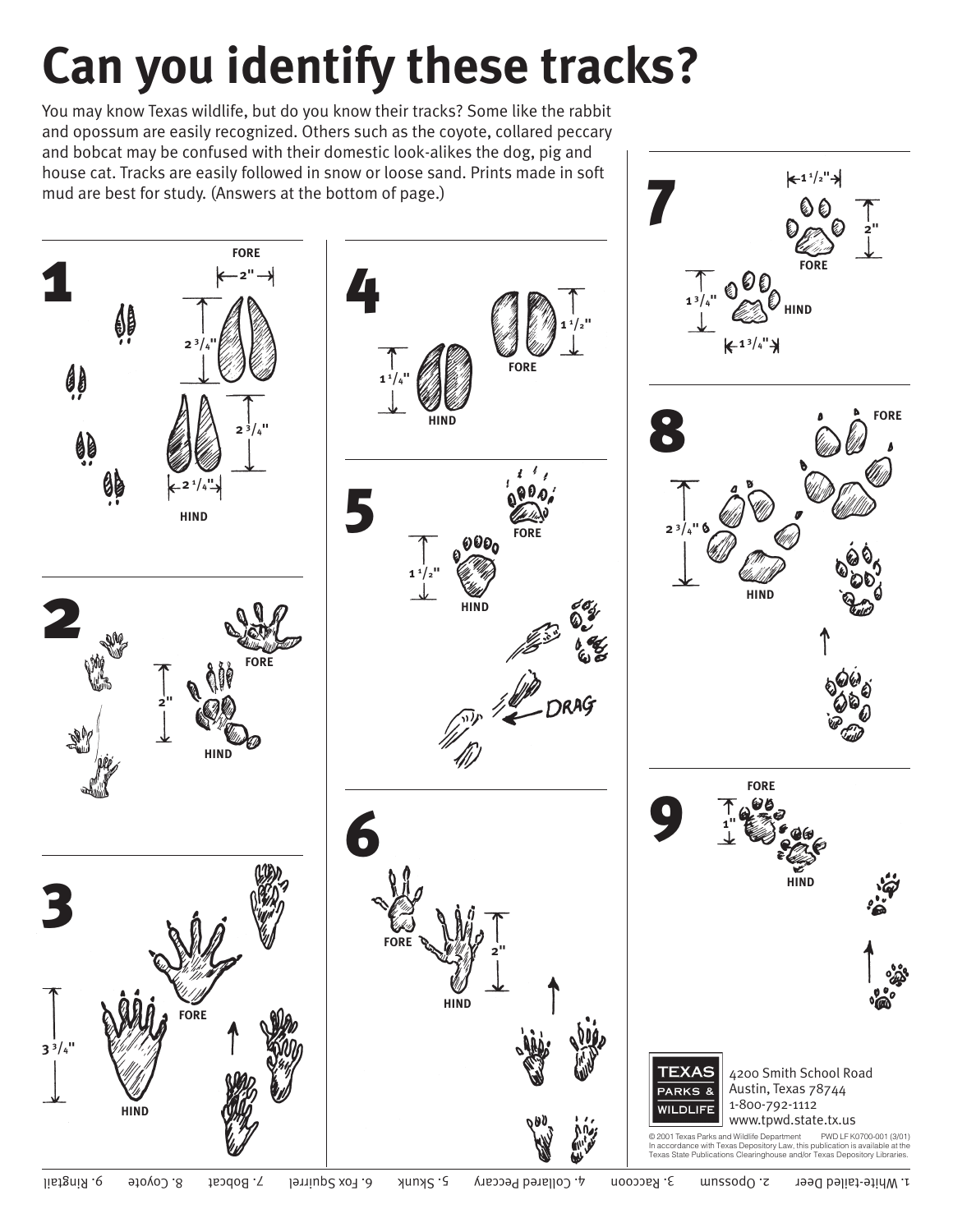# Can you identify these tracks?

You may know Texas wildlife, but do you know their tracks? Some like the rabbit and opossum are easily recognized. Others such as the coyote, collared peccary and bobcat may be confused with their domestic look-alikes the dog, pig and house cat. Tracks are easily followed in snow or loose sand. Prints made in soft mud are best for study. (Answers at the bottom of page.)

**1**

FORE

2"

2 3/4"

2 3/4"

2 1/4"

HIND

**2**

FORE

2"

HIND

**3**

FORE

3 3/4"

HIND

**4**

1 1/2"

FORE

1 1/4"

HIND

**5**

FORE

1 1/2"

HIND

DRAG

**6**

FORE

2"

HIND

**7**

1 1/2"

2"

FORE

1 3/4"

HIND

1 3/4"

**8**

FORE

2 3/4"

HIND

**9**

FORE

1"

HIND

TEXAS PARKS & WILDLIFE

4200 Smith School Road
Austin, Texas 78744
1-800-792-1112
www.tpwd.state.tx.us

© 2001 Texas Parks and Wildlife Department PWD LF K0700-001 (3/01)
In accordance with Texas Depository Law, this publication is available at the Texas State Publications Clearinghouse and/or Texas Depository Libraries.

1. White-tailed Deer 2. Opossum 3. Raccoon 4. Collared Peccary 5. Skunk 6. Fox Squirrel 7. Bobcat 8. Coyote 9. Ringtail